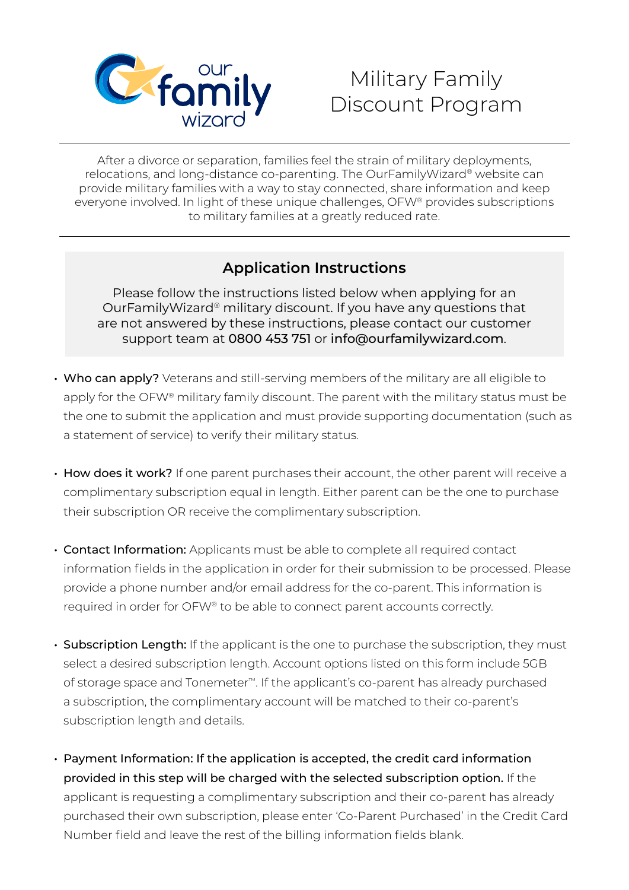our family wizard

# Military Family Discount Program

After a divorce or separation, families feel the strain of military deployments, relocations, and long-distance co-parenting. The OurFamilyWizard® website can provide military families with a way to stay connected, share information and keep everyone involved. In light of these unique challenges, OFW® provides subscriptions to military families at a greatly reduced rate.

## Application Instructions

Please follow the instructions listed below when applying for an OurFamilyWizard® military discount. If you have any questions that are not answered by these instructions, please contact our customer support team at 0800 453 751 or info@ourfamilywizard.com.

- **Who can apply?** Veterans and still-serving members of the military are all eligible to apply for the OFW® military family discount. The parent with the military status must be the one to submit the application and must provide supporting documentation (such as a statement of service) to verify their military status.

- **How does it work?** If one parent purchases their account, the other parent will receive a complimentary subscription equal in length. Either parent can be the one to purchase their subscription OR receive the complimentary subscription.

- **Contact Information:** Applicants must be able to complete all required contact information fields in the application in order for their submission to be processed. Please provide a phone number and/or email address for the co-parent. This information is required in order for OFW® to be able to connect parent accounts correctly.

- **Subscription Length:** If the applicant is the one to purchase the subscription, they must select a desired subscription length. Account options listed on this form include 5GB of storage space and Tonemeter™. If the applicant's co-parent has already purchased a subscription, the complimentary account will be matched to their co-parent's subscription length and details.

- **Payment Information: If the application is accepted, the credit card information provided in this step will be charged with the selected subscription option.** If the applicant is requesting a complimentary subscription and their co-parent has already purchased their own subscription, please enter 'Co-Parent Purchased' in the Credit Card Number field and leave the rest of the billing information fields blank.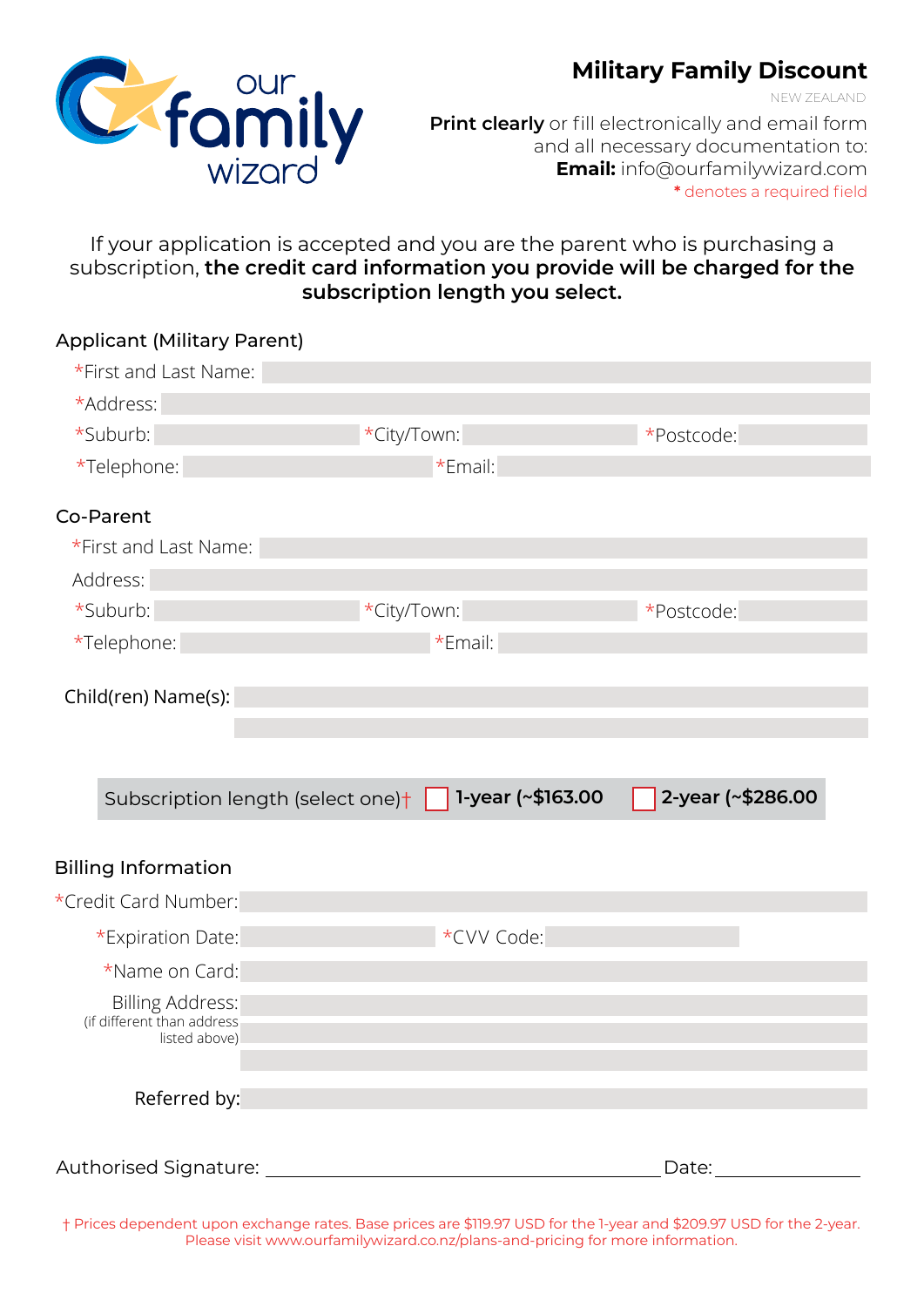our family wizard

# Military Family Discount

NEW ZEALAND

**Print clearly** or fill electronically and email form and all necessary documentation to:
**Email:** info@ourfamilywizard.com
**\*** denotes a required field

If your application is accepted and you are the parent who is purchasing a subscription, **the credit card information you provide will be charged for the subscription length you select.**

## Applicant (Military Parent)

*First and Last Name:

*Address:

*Suburb: *City/Town: *Postcode:

*Telephone: *Email:

## Co-Parent

*First and Last Name:

Address:

*Suburb: *City/Town: *Postcode:

*Telephone: *Email:

Child(ren) Name(s):

Subscription length (select one)† ☐ **1-year (~$163.00** ☐ **2-year (~$286.00**

## Billing Information

*Credit Card Number:

*Expiration Date: *CVV Code:

*Name on Card:

Billing Address:
(if different than address listed above)

Referred by:

Authorised Signature: ______________________ Date: __________

† Prices dependent upon exchange rates. Base prices are $119.97 USD for the 1-year and $209.97 USD for the 2-year. Please visit www.ourfamilywizard.co.nz/plans-and-pricing for more information.